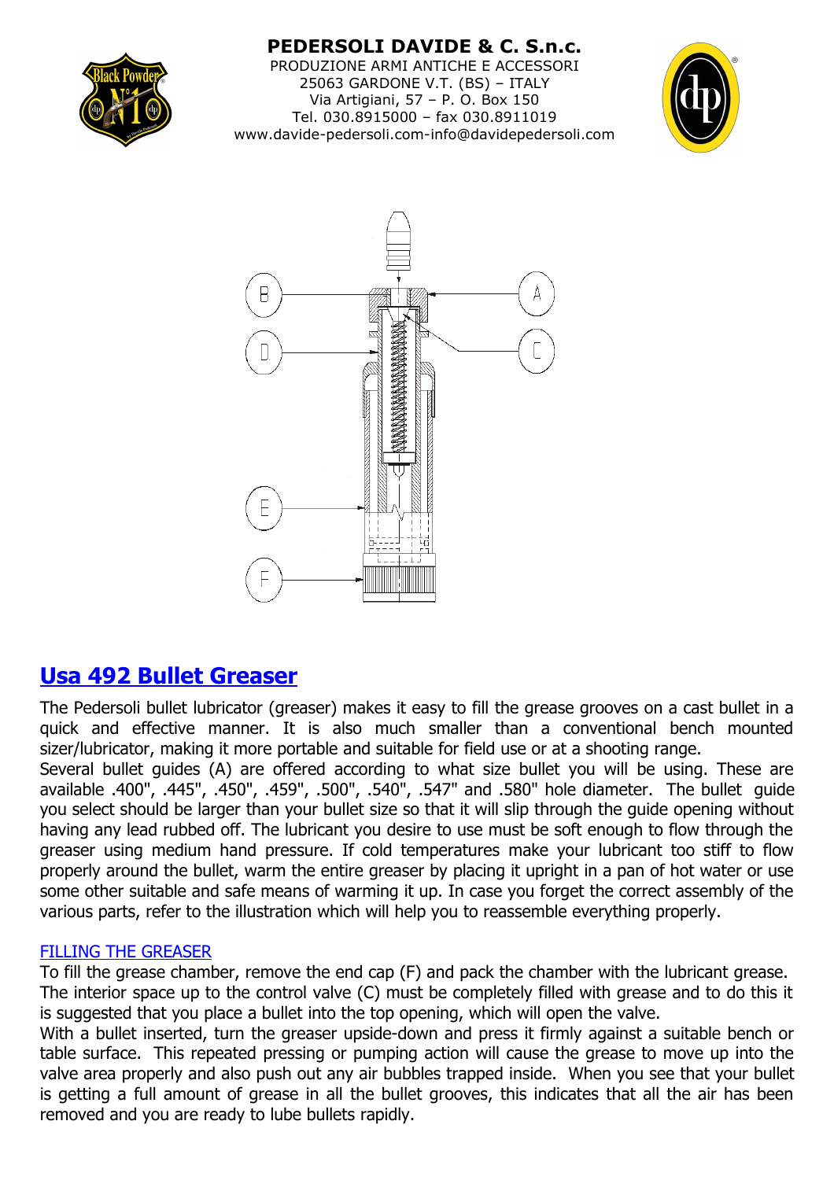**PEDERSOLI DAVIDE & C. S.n.c.**
PRODUZIONE ARMI ANTICHE E ACCESSORI
25063 GARDONE V.T. (BS) – ITALY
Via Artigiani, 57 – P. O. Box 150
Tel. 030.8915000 – fax 030.8911019
www.davide-pedersoli.com-info@davidepedersoli.com

# Usa 492 Bullet Greaser

The Pedersoli bullet lubricator (greaser) makes it easy to fill the grease grooves on a cast bullet in a quick and effective manner. It is also much smaller than a conventional bench mounted sizer/lubricator, making it more portable and suitable for field use or at a shooting range.
Several bullet guides (A) are offered according to what size bullet you will be using. These are available .400", .445", .450", .459", .500", .540", .547" and .580" hole diameter. The bullet guide you select should be larger than your bullet size so that it will slip through the guide opening without having any lead rubbed off. The lubricant you desire to use must be soft enough to flow through the greaser using medium hand pressure. If cold temperatures make your lubricant too stiff to flow properly around the bullet, warm the entire greaser by placing it upright in a pan of hot water or use some other suitable and safe means of warming it up. In case you forget the correct assembly of the various parts, refer to the illustration which will help you to reassemble everything properly.

## FILLING THE GREASER

To fill the grease chamber, remove the end cap (F) and pack the chamber with the lubricant grease. The interior space up to the control valve (C) must be completely filled with grease and to do this it is suggested that you place a bullet into the top opening, which will open the valve.
With a bullet inserted, turn the greaser upside-down and press it firmly against a suitable bench or table surface. This repeated pressing or pumping action will cause the grease to move up into the valve area properly and also push out any air bubbles trapped inside. When you see that your bullet is getting a full amount of grease in all the bullet grooves, this indicates that all the air has been removed and you are ready to lube bullets rapidly.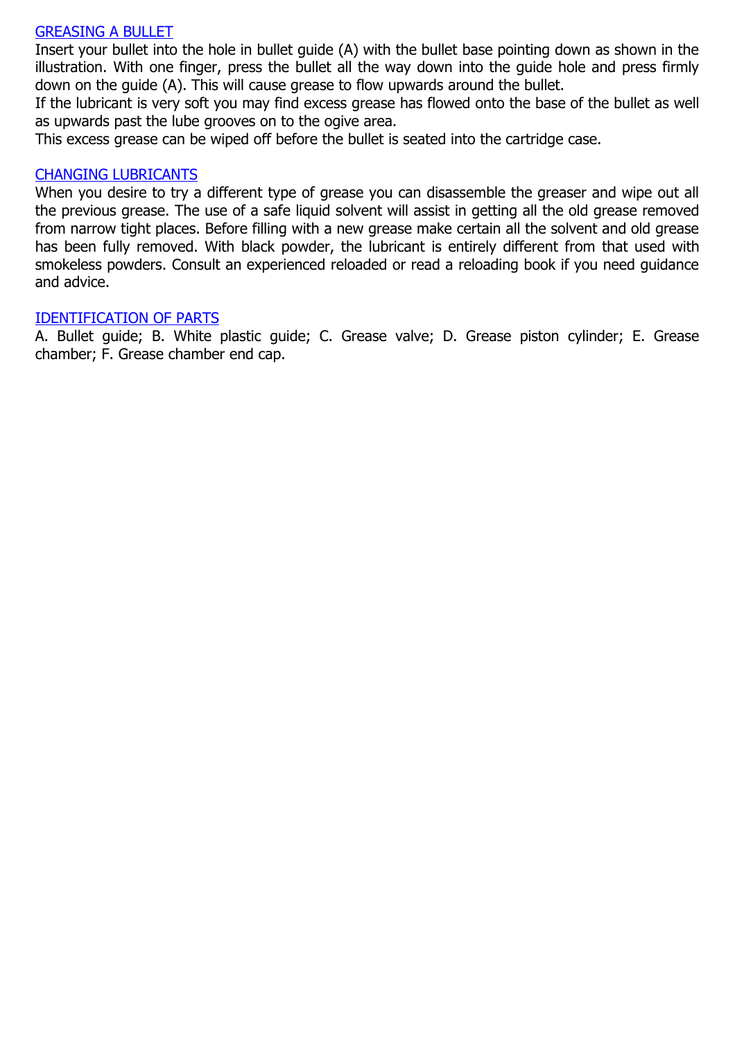## GREASING A BULLET

Insert your bullet into the hole in bullet guide (A) with the bullet base pointing down as shown in the illustration. With one finger, press the bullet all the way down into the guide hole and press firmly down on the guide (A). This will cause grease to flow upwards around the bullet.

If the lubricant is very soft you may find excess grease has flowed onto the base of the bullet as well as upwards past the lube grooves on to the ogive area.

This excess grease can be wiped off before the bullet is seated into the cartridge case.

## CHANGING LUBRICANTS

When you desire to try a different type of grease you can disassemble the greaser and wipe out all the previous grease. The use of a safe liquid solvent will assist in getting all the old grease removed from narrow tight places. Before filling with a new grease make certain all the solvent and old grease has been fully removed. With black powder, the lubricant is entirely different from that used with smokeless powders. Consult an experienced reloaded or read a reloading book if you need guidance and advice.

## IDENTIFICATION OF PARTS

A. Bullet guide; B. White plastic guide; C. Grease valve; D. Grease piston cylinder; E. Grease chamber; F. Grease chamber end cap.